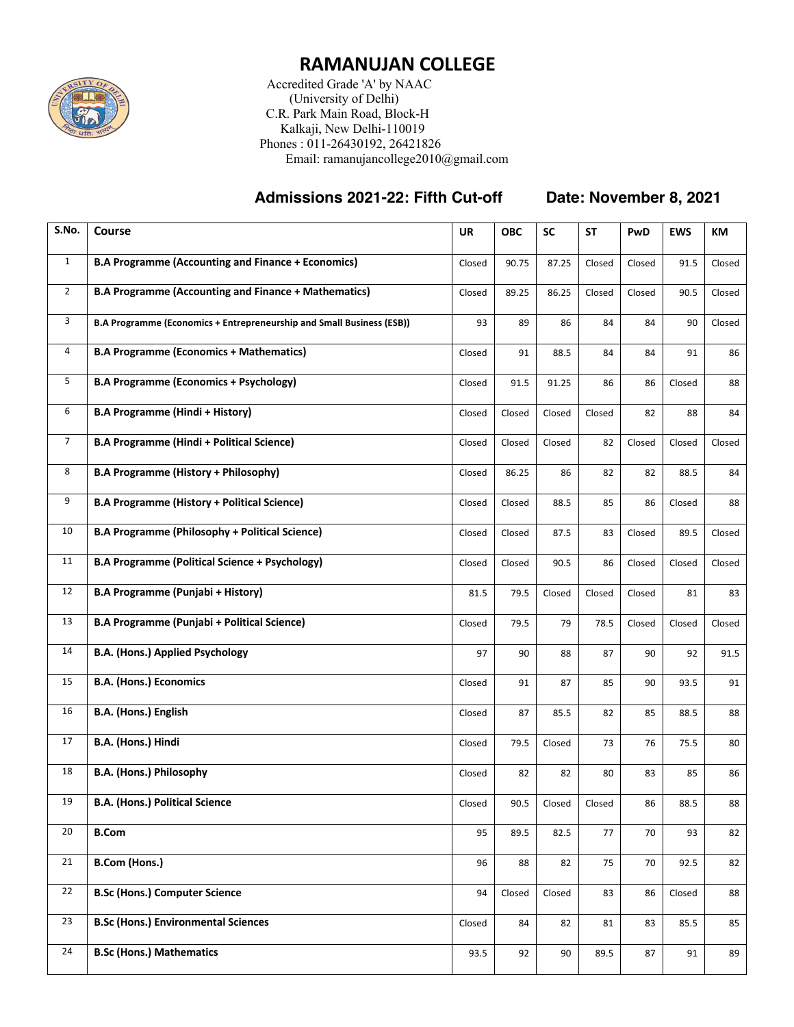# RAMANUJAN COLLEGE

Accredited Grade 'A' by NAAC
(University of Delhi)
C.R. Park Main Road, Block-H
Kalkaji, New Delhi-110019
Phones : 011-26430192, 26421826
Email: ramanujancollege2010@gmail.com

## Admissions 2021-22: Fifth Cut-off    Date: November 8, 2021

| S.No. | Course | UR | OBC | SC | ST | PwD | EWS | KM |
|---|---|---|---|---|---|---|---|---|
| 1 | **B.A Programme (Accounting and Finance + Economics)** | Closed | 90.75 | 87.25 | Closed | Closed | 91.5 | Closed |
| 2 | **B.A Programme (Accounting and Finance + Mathematics)** | Closed | 89.25 | 86.25 | Closed | Closed | 90.5 | Closed |
| 3 | **B.A Programme (Economics + Entrepreneurship and Small Business (ESB))** | 93 | 89 | 86 | 84 | 84 | 90 | Closed |
| 4 | **B.A Programme (Economics + Mathematics)** | Closed | 91 | 88.5 | 84 | 84 | 91 | 86 |
| 5 | **B.A Programme (Economics + Psychology)** | Closed | 91.5 | 91.25 | 86 | 86 | Closed | 88 |
| 6 | **B.A Programme (Hindi + History)** | Closed | Closed | Closed | Closed | 82 | 88 | 84 |
| 7 | **B.A Programme (Hindi + Political Science)** | Closed | Closed | Closed | 82 | Closed | Closed | Closed |
| 8 | **B.A Programme (History + Philosophy)** | Closed | 86.25 | 86 | 82 | 82 | 88.5 | 84 |
| 9 | **B.A Programme (History + Political Science)** | Closed | Closed | 88.5 | 85 | 86 | Closed | 88 |
| 10 | **B.A Programme (Philosophy + Political Science)** | Closed | Closed | 87.5 | 83 | Closed | 89.5 | Closed |
| 11 | **B.A Programme (Political Science + Psychology)** | Closed | Closed | 90.5 | 86 | Closed | Closed | Closed |
| 12 | **B.A Programme (Punjabi + History)** | 81.5 | 79.5 | Closed | Closed | Closed | 81 | 83 |
| 13 | **B.A Programme (Punjabi + Political Science)** | Closed | 79.5 | 79 | 78.5 | Closed | Closed | Closed |
| 14 | **B.A. (Hons.) Applied Psychology** | 97 | 90 | 88 | 87 | 90 | 92 | 91.5 |
| 15 | **B.A. (Hons.) Economics** | Closed | 91 | 87 | 85 | 90 | 93.5 | 91 |
| 16 | **B.A. (Hons.) English** | Closed | 87 | 85.5 | 82 | 85 | 88.5 | 88 |
| 17 | **B.A. (Hons.) Hindi** | Closed | 79.5 | Closed | 73 | 76 | 75.5 | 80 |
| 18 | **B.A. (Hons.) Philosophy** | Closed | 82 | 82 | 80 | 83 | 85 | 86 |
| 19 | **B.A. (Hons.) Political Science** | Closed | 90.5 | Closed | Closed | 86 | 88.5 | 88 |
| 20 | **B.Com** | 95 | 89.5 | 82.5 | 77 | 70 | 93 | 82 |
| 21 | **B.Com (Hons.)** | 96 | 88 | 82 | 75 | 70 | 92.5 | 82 |
| 22 | **B.Sc (Hons.) Computer Science** | 94 | Closed | Closed | 83 | 86 | Closed | 88 |
| 23 | **B.Sc (Hons.) Environmental Sciences** | Closed | 84 | 82 | 81 | 83 | 85.5 | 85 |
| 24 | **B.Sc (Hons.) Mathematics** | 93.5 | 92 | 90 | 89.5 | 87 | 91 | 89 |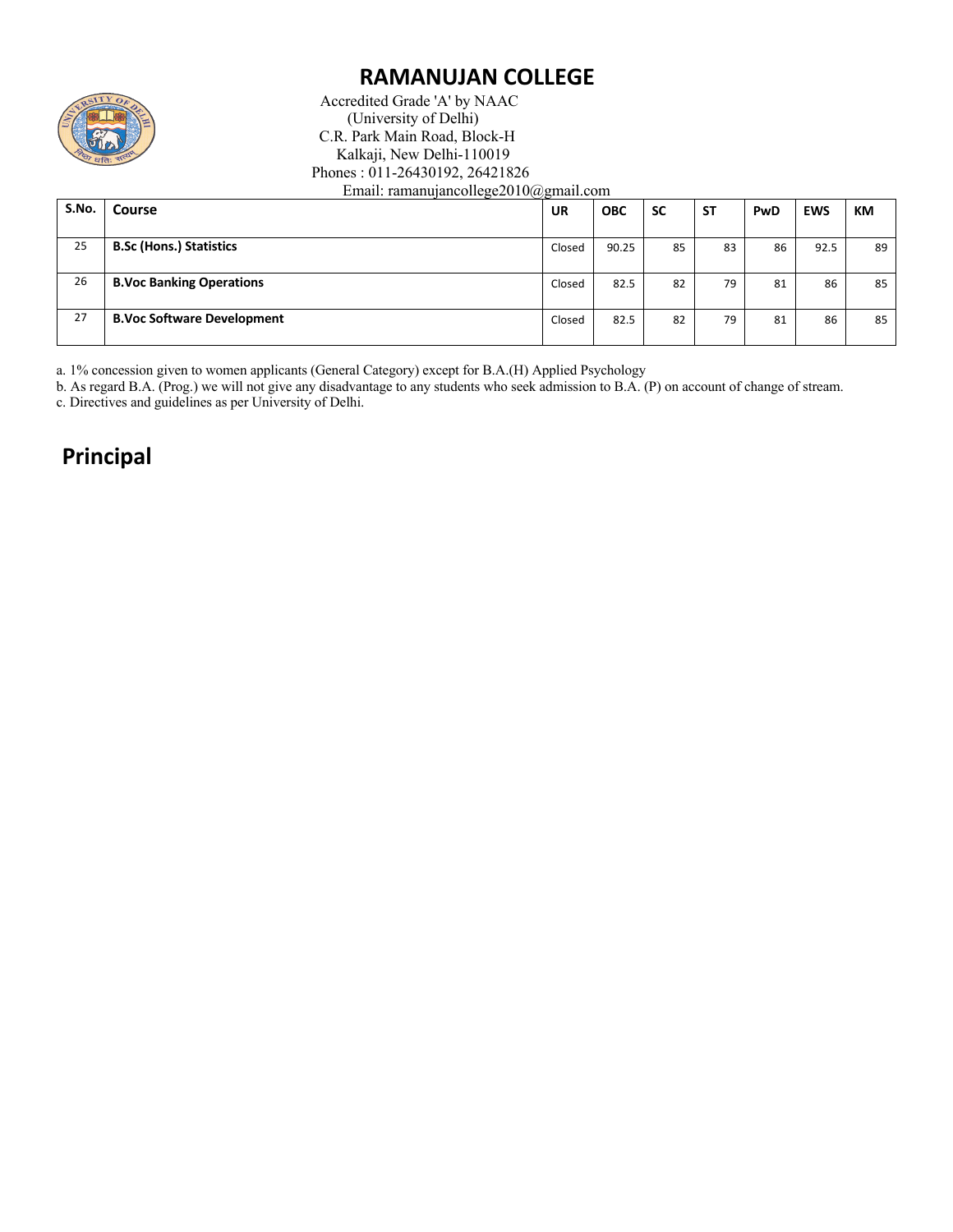# RAMANUJAN COLLEGE

Accredited Grade 'A' by NAAC
(University of Delhi)
C.R. Park Main Road, Block-H
Kalkaji, New Delhi-110019
Phones : 011-26430192, 26421826
Email: ramanujancollege2010@gmail.com

| S.No. | Course | UR | OBC | SC | ST | PwD | EWS | KM |
|---|---|---|---|---|---|---|---|---|
| 25 | **B.Sc (Hons.) Statistics** | Closed | 90.25 | 85 | 83 | 86 | 92.5 | 89 |
| 26 | **B.Voc Banking Operations** | Closed | 82.5 | 82 | 79 | 81 | 86 | 85 |
| 27 | **B.Voc Software Development** | Closed | 82.5 | 82 | 79 | 81 | 86 | 85 |

a. 1% concession given to women applicants (General Category) except for B.A.(H) Applied Psychology
b. As regard B.A. (Prog.) we will not give any disadvantage to any students who seek admission to B.A. (P) on account of change of stream.
c. Directives and guidelines as per University of Delhi.

**Principal**